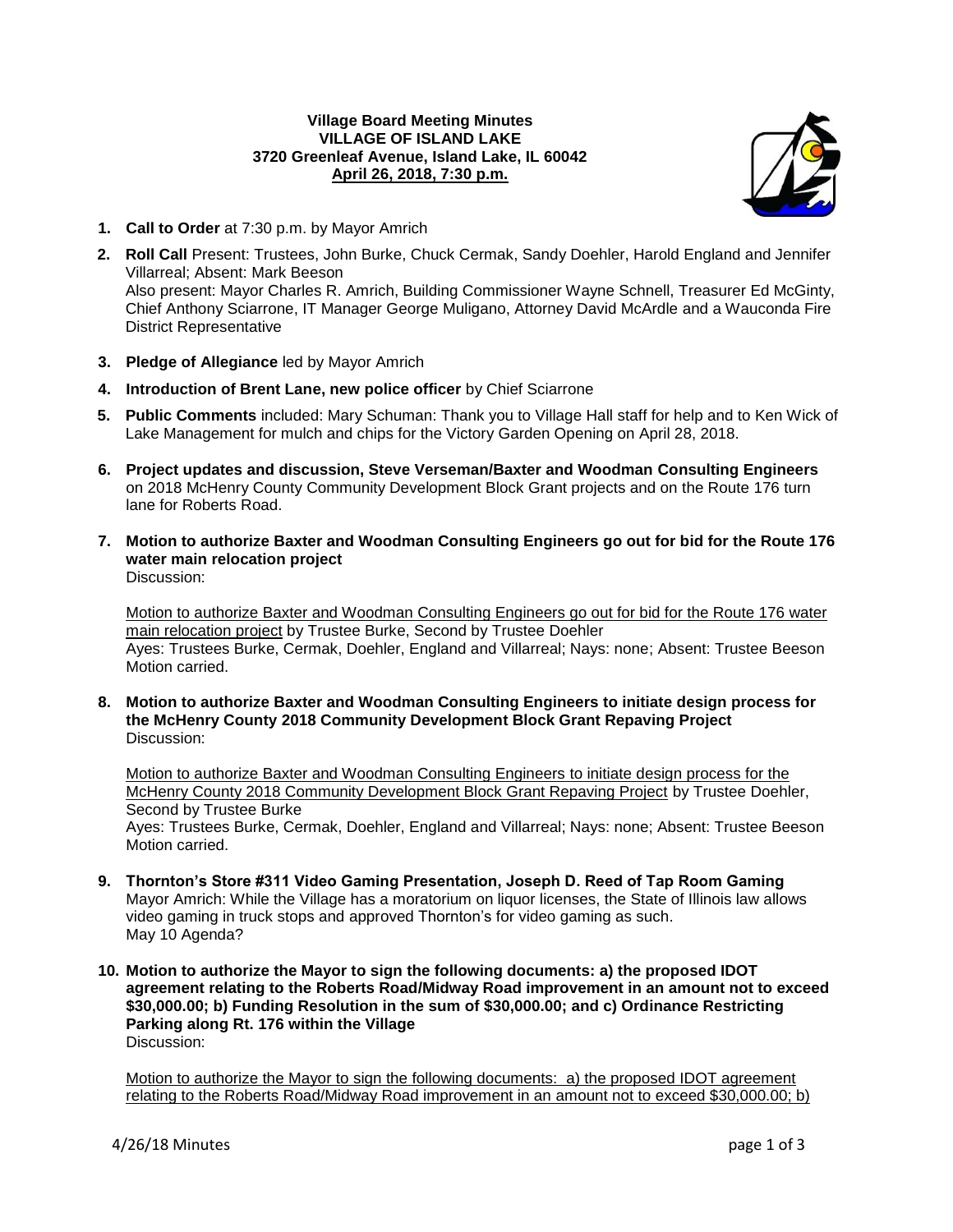**Village Board Meeting Minutes**
**VILLAGE OF ISLAND LAKE**
**3720 Greenleaf Avenue, Island Lake, IL 60042**
**April 26, 2018, 7:30 p.m.**

1. **Call to Order** at 7:30 p.m. by Mayor Amrich

2. **Roll Call** Present: Trustees, John Burke, Chuck Cermak, Sandy Doehler, Harold England and Jennifer Villarreal; Absent: Mark Beeson
   Also present: Mayor Charles R. Amrich, Building Commissioner Wayne Schnell, Treasurer Ed McGinty, Chief Anthony Sciarrone, IT Manager George Muligano, Attorney David McArdle and a Wauconda Fire District Representative

3. **Pledge of Allegiance** led by Mayor Amrich

4. **Introduction of Brent Lane, new police officer** by Chief Sciarrone

5. **Public Comments** included: Mary Schuman: Thank you to Village Hall staff for help and to Ken Wick of Lake Management for mulch and chips for the Victory Garden Opening on April 28, 2018.

6. **Project updates and discussion, Steve Verseman/Baxter and Woodman Consulting Engineers** on 2018 McHenry County Community Development Block Grant projects and on the Route 176 turn lane for Roberts Road.

7. **Motion to authorize Baxter and Woodman Consulting Engineers go out for bid for the Route 176 water main relocation project**
   Discussion:

   Motion to authorize Baxter and Woodman Consulting Engineers go out for bid for the Route 176 water main relocation project by Trustee Burke, Second by Trustee Doehler
   Ayes: Trustees Burke, Cermak, Doehler, England and Villarreal; Nays: none; Absent: Trustee Beeson
   Motion carried.

8. **Motion to authorize Baxter and Woodman Consulting Engineers to initiate design process for the McHenry County 2018 Community Development Block Grant Repaving Project**
   Discussion:

   Motion to authorize Baxter and Woodman Consulting Engineers to initiate design process for the McHenry County 2018 Community Development Block Grant Repaving Project by Trustee Doehler, Second by Trustee Burke
   Ayes: Trustees Burke, Cermak, Doehler, England and Villarreal; Nays: none; Absent: Trustee Beeson
   Motion carried.

9. **Thornton's Store #311 Video Gaming Presentation, Joseph D. Reed of Tap Room Gaming**
   Mayor Amrich: While the Village has a moratorium on liquor licenses, the State of Illinois law allows video gaming in truck stops and approved Thornton's for video gaming as such.
   May 10 Agenda?

10. **Motion to authorize the Mayor to sign the following documents: a) the proposed IDOT agreement relating to the Roberts Road/Midway Road improvement in an amount not to exceed $30,000.00; b) Funding Resolution in the sum of $30,000.00; and c) Ordinance Restricting Parking along Rt. 176 within the Village**
    Discussion:

    Motion to authorize the Mayor to sign the following documents: a) the proposed IDOT agreement relating to the Roberts Road/Midway Road improvement in an amount not to exceed $30,000.00; b)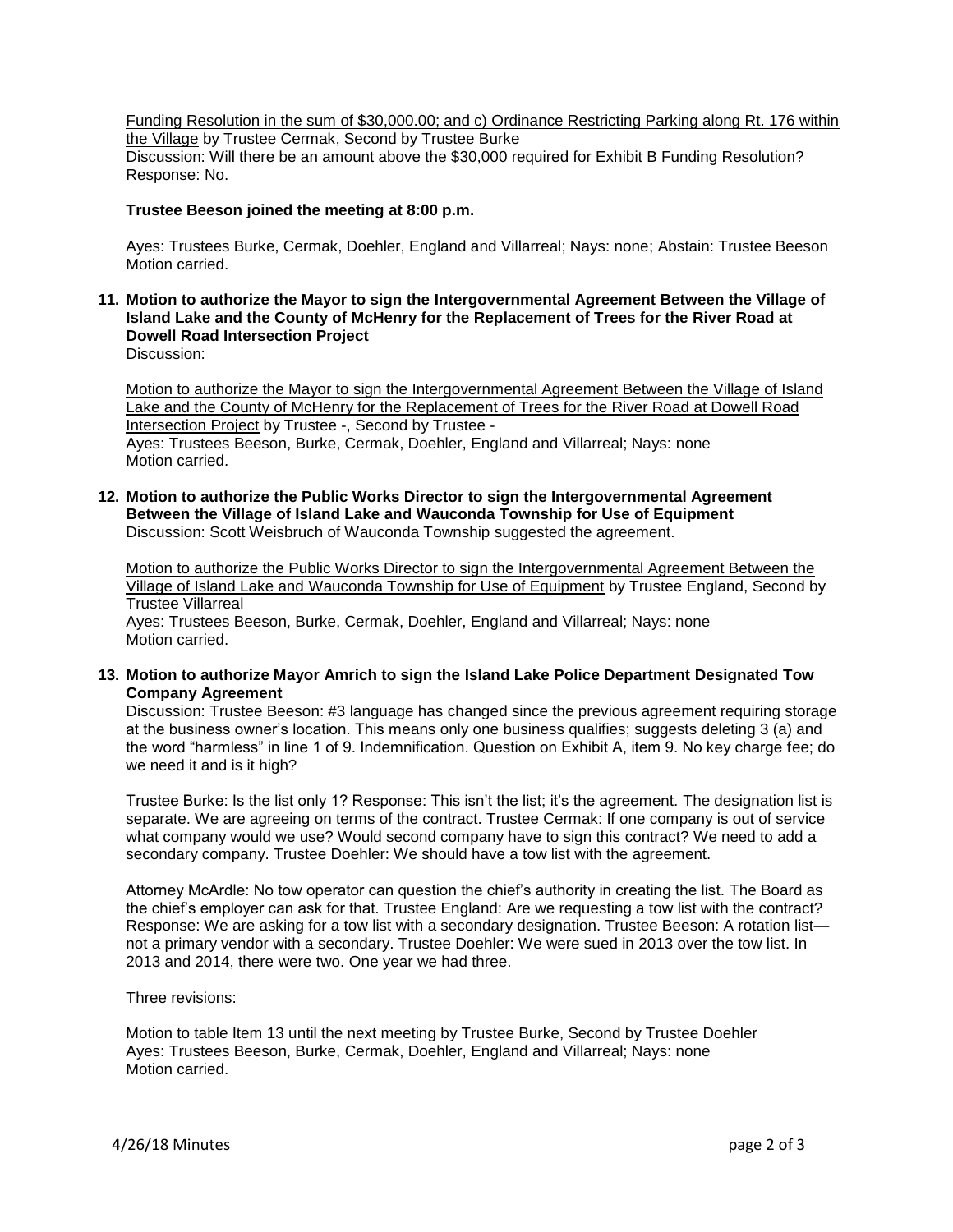Funding Resolution in the sum of $30,000.00; and c) Ordinance Restricting Parking along Rt. 176 within the Village by Trustee Cermak, Second by Trustee Burke
Discussion: Will there be an amount above the $30,000 required for Exhibit B Funding Resolution? Response: No.

**Trustee Beeson joined the meeting at 8:00 p.m.**

Ayes: Trustees Burke, Cermak, Doehler, England and Villarreal; Nays: none; Abstain: Trustee Beeson
Motion carried.

**11. Motion to authorize the Mayor to sign the Intergovernmental Agreement Between the Village of Island Lake and the County of McHenry for the Replacement of Trees for the River Road at Dowell Road Intersection Project**
Discussion:

Motion to authorize the Mayor to sign the Intergovernmental Agreement Between the Village of Island Lake and the County of McHenry for the Replacement of Trees for the River Road at Dowell Road Intersection Project by Trustee -, Second by Trustee -
Ayes: Trustees Beeson, Burke, Cermak, Doehler, England and Villarreal; Nays: none
Motion carried.

**12. Motion to authorize the Public Works Director to sign the Intergovernmental Agreement Between the Village of Island Lake and Wauconda Township for Use of Equipment**
Discussion: Scott Weisbruch of Wauconda Township suggested the agreement.

Motion to authorize the Public Works Director to sign the Intergovernmental Agreement Between the Village of Island Lake and Wauconda Township for Use of Equipment by Trustee England, Second by Trustee Villarreal
Ayes: Trustees Beeson, Burke, Doehler, England and Villarreal; Nays: none
Motion carried.

**13. Motion to authorize Mayor Amrich to sign the Island Lake Police Department Designated Tow Company Agreement**
Discussion: Trustee Beeson: #3 language has changed since the previous agreement requiring storage at the business owner's location. This means only one business qualifies; suggests deleting 3 (a) and the word "harmless" in line 1 of 9. Indemnification. Question on Exhibit A, item 9. No key charge fee; do we need it and is it high?

Trustee Burke: Is the list only 1? Response: This isn't the list; it's the agreement. The designation list is separate. We are agreeing on terms of the contract. Trustee Cermak: If one company is out of service what company would we use? Would second company have to sign this contract? We need to add a secondary company. Trustee Doehler: We should have a tow list with the agreement.

Attorney McArdle: No tow operator can question the chief's authority in creating the list. The Board as the chief's employer can ask for that. Trustee England: Are we requesting a tow list with the contract? Response: We are asking for a tow list with a secondary designation. Trustee Beeson: A rotation list—not a primary vendor with a secondary. Trustee Doehler: We were sued in 2013 over the tow list. In 2013 and 2014, there were two. One year we had three.

Three revisions:

Motion to table Item 13 until the next meeting by Trustee Burke, Second by Trustee Doehler
Ayes: Trustees Beeson, Burke, Cermak, Doehler, England and Villarreal; Nays: none
Motion carried.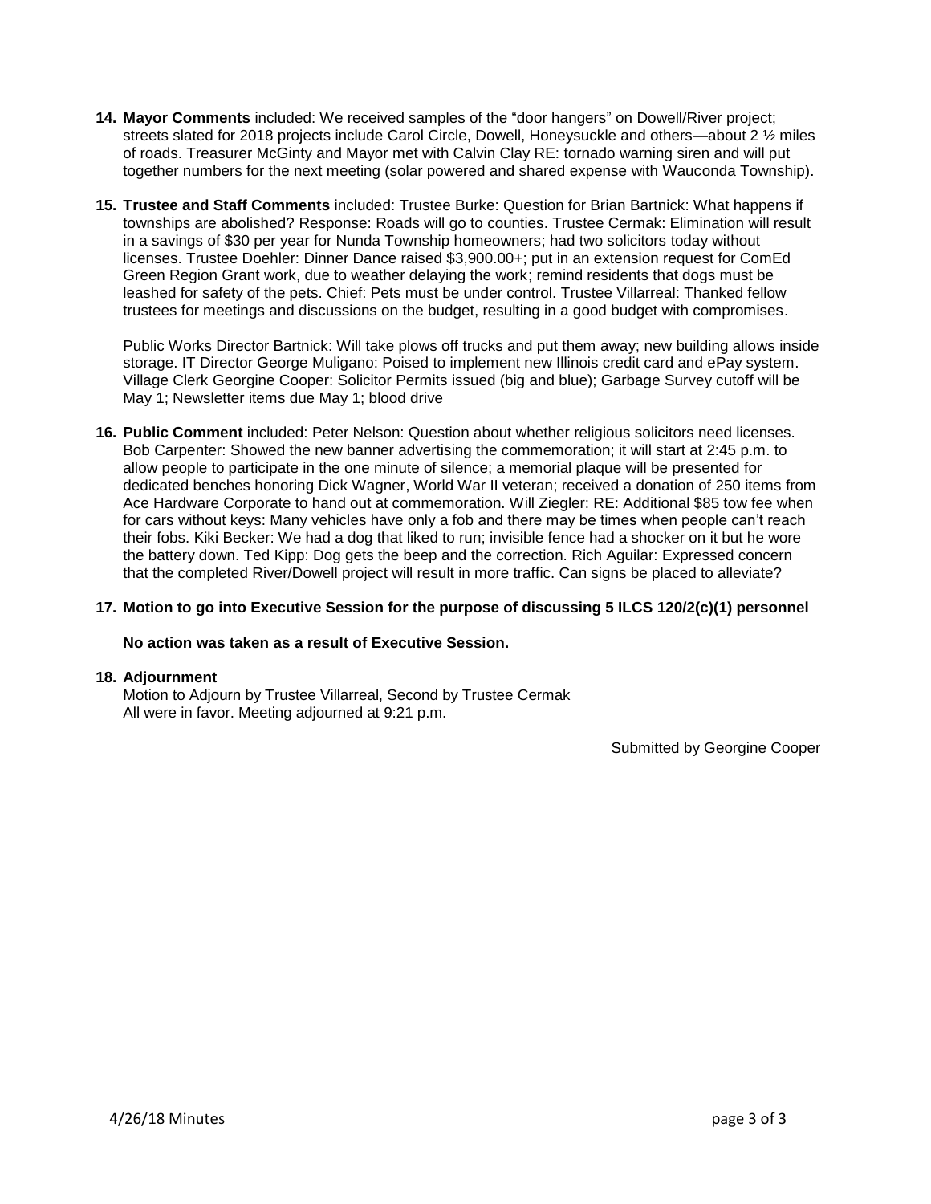14. **Mayor Comments** included: We received samples of the "door hangers" on Dowell/River project; streets slated for 2018 projects include Carol Circle, Dowell, Honeysuckle and others—about 2 ½ miles of roads. Treasurer McGinty and Mayor met with Calvin Clay RE: tornado warning siren and will put together numbers for the next meeting (solar powered and shared expense with Wauconda Township).

15. **Trustee and Staff Comments** included: Trustee Burke: Question for Brian Bartnick: What happens if townships are abolished? Response: Roads will go to counties. Trustee Cermak: Elimination will result in a savings of $30 per year for Nunda Township homeowners; had two solicitors today without licenses. Trustee Doehler: Dinner Dance raised $3,900.00+; put in an extension request for ComEd Green Region Grant work, due to weather delaying the work; remind residents that dogs must be leashed for safety of the pets. Chief: Pets must be under control. Trustee Villarreal: Thanked fellow trustees for meetings and discussions on the budget, resulting in a good budget with compromises.

    Public Works Director Bartnick: Will take plows off trucks and put them away; new building allows inside storage. IT Director George Muligano: Poised to implement new Illinois credit card and ePay system. Village Clerk Georgine Cooper: Solicitor Permits issued (big and blue); Garbage Survey cutoff will be May 1; Newsletter items due May 1; blood drive

16. **Public Comment** included: Peter Nelson: Question about whether religious solicitors need licenses. Bob Carpenter: Showed the new banner advertising the commemoration; it will start at 2:45 p.m. to allow people to participate in the one minute of silence; a memorial plaque will be presented for dedicated benches honoring Dick Wagner, World War II veteran; received a donation of 250 items from Ace Hardware Corporate to hand out at commemoration. Will Ziegler: RE: Additional $85 tow fee when for cars without keys: Many vehicles have only a fob and there may be times when people can't reach their fobs. Kiki Becker: We had a dog that liked to run; invisible fence had a shocker on it but he wore the battery down. Ted Kipp: Dog gets the beep and the correction. Rich Aguilar: Expressed concern that the completed River/Dowell project will result in more traffic. Can signs be placed to alleviate?

17. **Motion to go into Executive Session for the purpose of discussing 5 ILCS 120/2(c)(1) personnel**

    **No action was taken as a result of Executive Session.**

18. **Adjournment**
    Motion to Adjourn by Trustee Villarreal, Second by Trustee Cermak
    All were in favor. Meeting adjourned at 9:21 p.m.

Submitted by Georgine Cooper